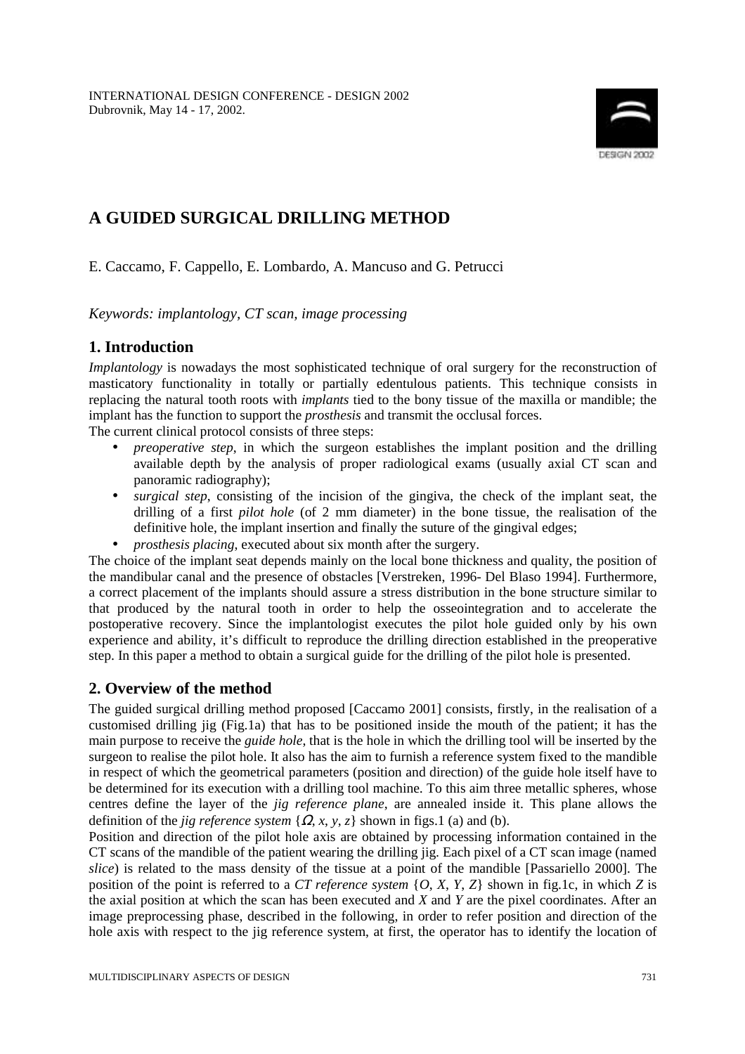# A GUIDED SURGICAL DRILLING METHOD

E. Caccamo, F. Cappello, E. Lombardo, A. Mancuso and G. Petrucci

*Keywords: implantology, CT scan, image processing*

## 1. Introduction

*Implantology* is nowadays the most sophisticated technique of oral surgery for the reconstruction of masticatory functionality in totally or partially edentulous patients. This technique consists in replacing the natural tooth roots with *implants* tied to the bony tissue of the maxilla or mandible; the implant has the function to support the *prosthesis* and transmit the occlusal forces.

The current clinical protocol consists of three steps:

- *preoperative step*, in which the surgeon establishes the implant position and the drilling available depth by the analysis of proper radiological exams (usually axial CT scan and panoramic radiography);
- *surgical step*, consisting of the incision of the gingiva, the check of the implant seat, the drilling of a first *pilot hole* (of 2 mm diameter) in the bone tissue, the realisation of the definitive hole, the implant insertion and finally the suture of the gingival edges;
- *prosthesis placing*, executed about six month after the surgery.

The choice of the implant seat depends mainly on the local bone thickness and quality, the position of the mandibular canal and the presence of obstacles [Verstreken, 1996- Del Blaso 1994]. Furthermore, a correct placement of the implants should assure a stress distribution in the bone structure similar to that produced by the natural tooth in order to help the osseointegration and to accelerate the postoperative recovery. Since the implantologist executes the pilot hole guided only by his own experience and ability, it's difficult to reproduce the drilling direction established in the preoperative step. In this paper a method to obtain a surgical guide for the drilling of the pilot hole is presented.

## 2. Overview of the method

The guided surgical drilling method proposed [Caccamo 2001] consists, firstly, in the realisation of a customised drilling jig (Fig.1a) that has to be positioned inside the mouth of the patient; it has the main purpose to receive the *guide hole*, that is the hole in which the drilling tool will be inserted by the surgeon to realise the pilot hole. It also has the aim to furnish a reference system fixed to the mandible in respect of which the geometrical parameters (position and direction) of the guide hole itself have to be determined for its execution with a drilling tool machine. To this aim three metallic spheres, whose centres define the layer of the *jig reference plane*, are annealed inside it. This plane allows the definition of the *jig reference system* $\{\Omega, x, y, z\}$ shown in figs.1 (a) and (b).

Position and direction of the pilot hole axis are obtained by processing information contained in the CT scans of the mandible of the patient wearing the drilling jig. Each pixel of a CT scan image (named *slice*) is related to the mass density of the tissue at a point of the mandible [Passariello 2000]. The position of the point is referred to a *CT reference system* $\{O, X, Y, Z\}$ shown in fig.1c, in which $Z$ is the axial position at which the scan has been executed and $X$ and $Y$ are the pixel coordinates. After an image preprocessing phase, described in the following, in order to refer position and direction of the hole axis with respect to the jig reference system, at first, the operator has to identify the location of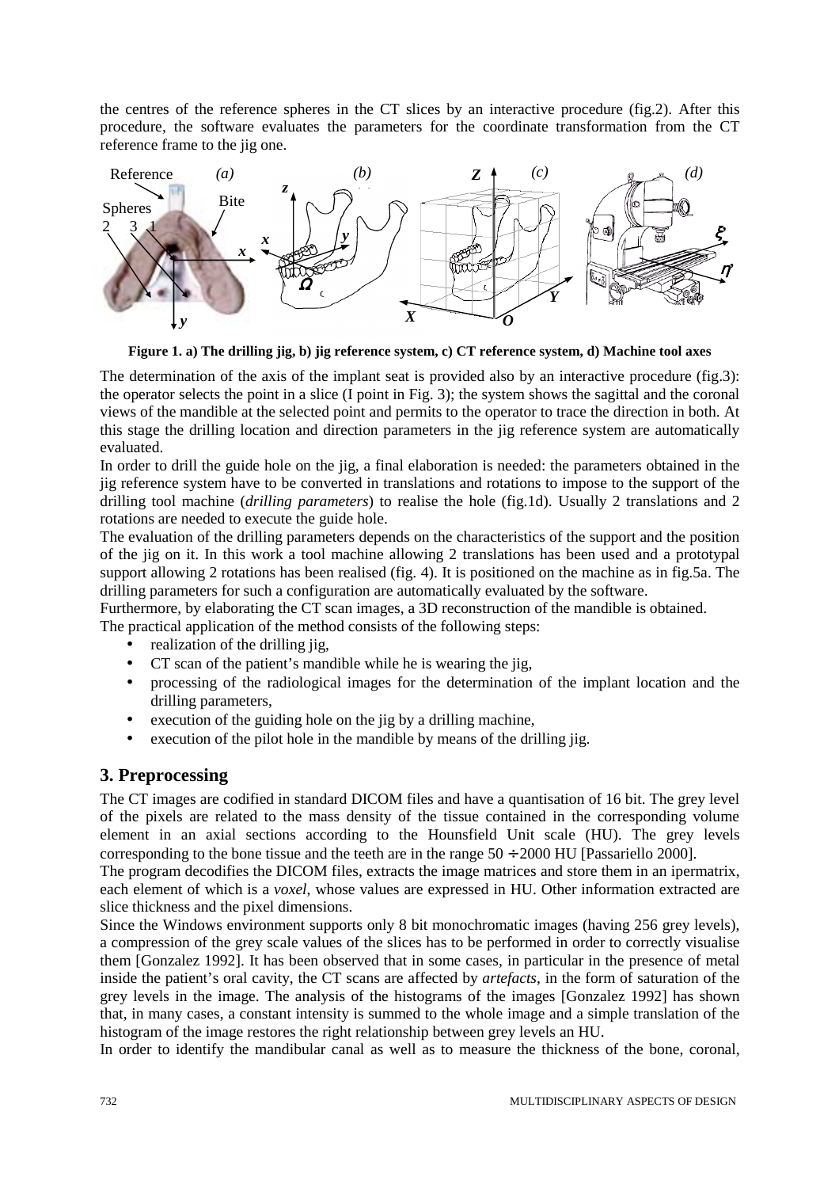the centres of the reference spheres in the CT slices by an interactive procedure (fig.2). After this procedure, the software evaluates the parameters for the coordinate transformation from the CT reference frame to the jig one.

**Figure 1. a) The drilling jig, b) jig reference system, c) CT reference system, d) Machine tool axes**

The determination of the axis of the implant seat is provided also by an interactive procedure (fig.3): the operator selects the point in a slice (I point in Fig. 3); the system shows the sagittal and the coronal views of the mandible at the selected point and permits to the operator to trace the direction in both. At this stage the drilling location and direction parameters in the jig reference system are automatically evaluated.

In order to drill the guide hole on the jig, a final elaboration is needed: the parameters obtained in the jig reference system have to be converted in translations and rotations to impose to the support of the drilling tool machine (*drilling parameters*) to realise the hole (fig.1d). Usually 2 translations and 2 rotations are needed to execute the guide hole.

The evaluation of the drilling parameters depends on the characteristics of the support and the position of the jig on it. In this work a tool machine allowing 2 translations has been used and a prototypal support allowing 2 rotations has been realised (fig. 4). It is positioned on the machine as in fig.5a. The drilling parameters for such a configuration are automatically evaluated by the software.

Furthermore, by elaborating the CT scan images, a 3D reconstruction of the mandible is obtained.

The practical application of the method consists of the following steps:

- realization of the drilling jig,
- CT scan of the patient's mandible while he is wearing the jig,
- processing of the radiological images for the determination of the implant location and the drilling parameters,
- execution of the guiding hole on the jig by a drilling machine,
- execution of the pilot hole in the mandible by means of the drilling jig.

## 3. Preprocessing

The CT images are codified in standard DICOM files and have a quantisation of 16 bit. The grey level of the pixels are related to the mass density of the tissue contained in the corresponding volume element in an axial sections according to the Hounsfield Unit scale (HU). The grey levels corresponding to the bone tissue and the teeth are in the range $50 \div 2000$ HU [Passariello 2000].

The program decodifies the DICOM files, extracts the image matrices and store them in an ipermatrix, each element of which is a *voxel*, whose values are expressed in HU. Other information extracted are slice thickness and the pixel dimensions.

Since the Windows environment supports only 8 bit monochromatic images (having 256 grey levels), a compression of the grey scale values of the slices has to be performed in order to correctly visualise them [Gonzalez 1992]. It has been observed that in some cases, in particular in the presence of metal inside the patient's oral cavity, the CT scans are affected by *artefacts*, in the form of saturation of the grey levels in the image. The analysis of the histograms of the images [Gonzalez 1992] has shown that, in many cases, a constant intensity is summed to the whole image and a simple translation of the histogram of the image restores the right relationship between grey levels an HU.

In order to identify the mandibular canal as well as to measure the thickness of the bone, coronal,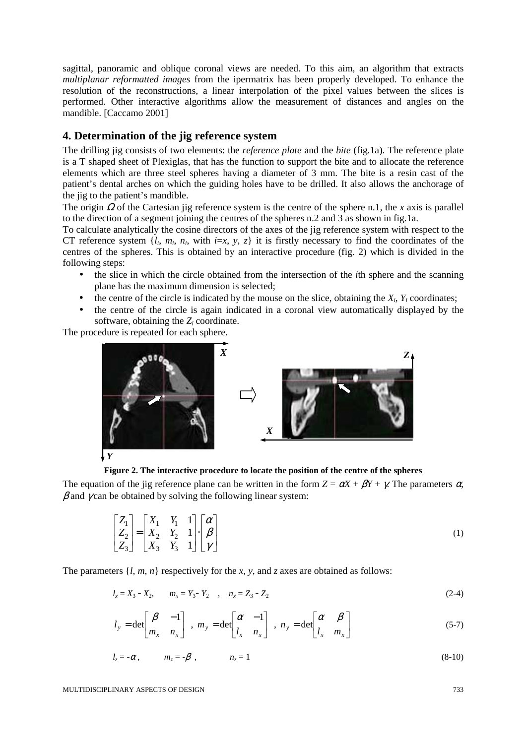sagittal, panoramic and oblique coronal views are needed. To this aim, an algorithm that extracts *multiplanar reformatted images* from the ipermatrix has been properly developed. To enhance the resolution of the reconstructions, a linear interpolation of the pixel values between the slices is performed. Other interactive algorithms allow the measurement of distances and angles on the mandible. [Caccamo 2001]

## 4. Determination of the jig reference system

The drilling jig consists of two elements: the *reference plate* and the *bite* (fig.1a). The reference plate is a T shaped sheet of Plexiglas, that has the function to support the bite and to allocate the reference elements which are three steel spheres having a diameter of 3 mm. The bite is a resin cast of the patient's dental arches on which the guiding holes have to be drilled. It also allows the anchorage of the jig to the patient's mandible.

The origin $\Omega$ of the Cartesian jig reference system is the centre of the sphere n.1, the $x$ axis is parallel to the direction of a segment joining the centres of the spheres n.2 and 3 as shown in fig.1a.

To calculate analytically the cosine directors of the axes of the jig reference system with respect to the CT reference system $\{l_i, m_i, n_i$, with $i=x, y, z\}$ it is firstly necessary to find the coordinates of the centres of the spheres. This is obtained by an interactive procedure (fig. 2) which is divided in the following steps:

- the slice in which the circle obtained from the intersection of the $i$th sphere and the scanning plane has the maximum dimension is selected;
- the centre of the circle is indicated by the mouse on the slice, obtaining the $X_i$, $Y_i$ coordinates;
- the centre of the circle is again indicated in a coronal view automatically displayed by the software, obtaining the $Z_i$ coordinate.

The procedure is repeated for each sphere.

**Figure 2. The interactive procedure to locate the position of the centre of the spheres**

The equation of the jig reference plane can be written in the form $Z = \alpha X + \beta Y + \gamma$. The parameters $\alpha$, $\beta$ and $\gamma$ can be obtained by solving the following linear system:

$$\begin{bmatrix} Z_1 \\ Z_2 \\ Z_3 \end{bmatrix} = \begin{bmatrix} X_1 & Y_1 & 1 \\ X_2 & Y_2 & 1 \\ X_3 & Y_3 & 1 \end{bmatrix} \cdot \begin{bmatrix} \alpha \\ \beta \\ \gamma \end{bmatrix} \tag{1}$$

The parameters $\{l, m, n\}$ respectively for the $x$, $y$, and $z$ axes are obtained as follows:

$$l_x = X_3 - X_2, \quad m_x = Y_3 - Y_2, \quad n_x = Z_3 - Z_2 \tag{2-4}$$

$$l_y = \det\begin{bmatrix} \beta & -1 \\ m_x & n_x \end{bmatrix}, \quad m_y = \det\begin{bmatrix} \alpha & -1 \\ l_x & n_x \end{bmatrix}, \quad n_y = \det\begin{bmatrix} \alpha & \beta \\ l_x & m_x \end{bmatrix} \tag{5-7}$$

$$l_z = -\alpha, \quad m_z = -\beta, \quad n_z = 1 \tag{8-10}$$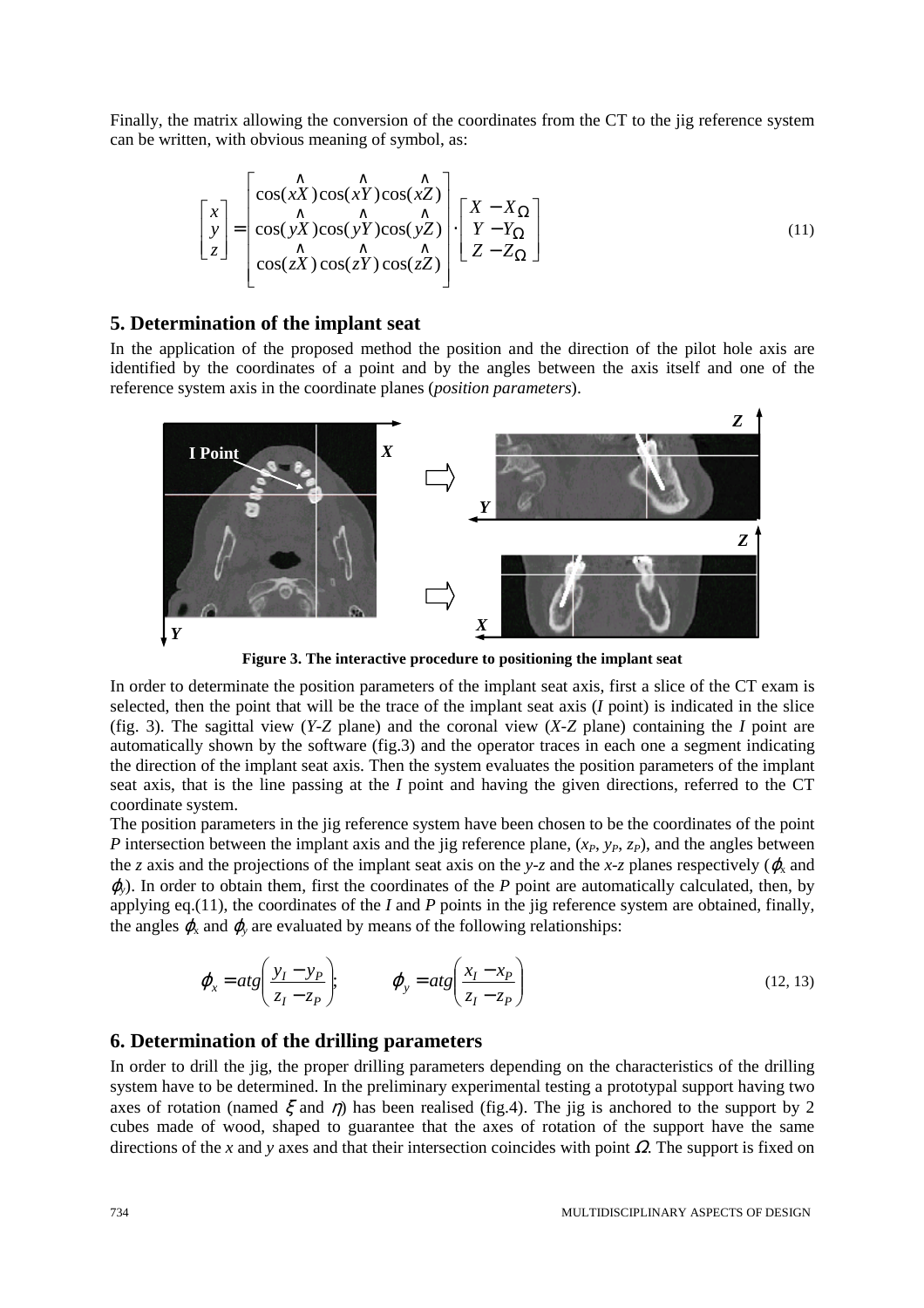Finally, the matrix allowing the conversion of the coordinates from the CT to the jig reference system can be written, with obvious meaning of symbol, as:

$$
\begin{bmatrix} x \\ y \\ z \end{bmatrix} = \begin{bmatrix} \cos(x\hat{X})\cos(x\hat{Y})\cos(x\hat{Z}) \\ \cos(y\hat{X})\cos(y\hat{Y})\cos(y\hat{Z}) \\ \cos(z\hat{X})\cos(z\hat{Y})\cos(z\hat{Z}) \end{bmatrix} \cdot \begin{bmatrix} X - X_{\Omega} \\ Y - Y_{\Omega} \\ Z - Z_{\Omega} \end{bmatrix} \tag{11}
$$

## 5. Determination of the implant seat

In the application of the proposed method the position and the direction of the pilot hole axis are identified by the coordinates of a point and by the angles between the axis itself and one of the reference system axis in the coordinate planes (*position parameters*).

**Figure 3. The interactive procedure to positioning the implant seat**

In order to determinate the position parameters of the implant seat axis, first a slice of the CT exam is selected, then the point that will be the trace of the implant seat axis (*I* point) is indicated in the slice (fig. 3). The sagittal view (*Y-Z* plane) and the coronal view (*X-Z* plane) containing the *I* point are automatically shown by the software (fig.3) and the operator traces in each one a segment indicating the direction of the implant seat axis. Then the system evaluates the position parameters of the implant seat axis, that is the line passing at the *I* point and having the given directions, referred to the CT coordinate system.

The position parameters in the jig reference system have been chosen to be the coordinates of the point *P* intersection between the implant axis and the jig reference plane, ($x_P$, $y_P$, $z_P$), and the angles between the *z* axis and the projections of the implant seat axis on the *y-z* and the *x-z* planes respectively ($\varphi_x$ and $\varphi_y$). In order to obtain them, first the coordinates of the *P* point are automatically calculated, then, by applying eq.(11), the coordinates of the *I* and *P* points in the jig reference system are obtained, finally, the angles $\varphi_x$ and $\varphi_y$ are evaluated by means of the following relationships:

$$
\varphi_x = atg\left(\frac{y_I - y_P}{z_I - z_P}\right); \qquad \varphi_y = atg\left(\frac{x_I - x_P}{z_I - z_P}\right) \tag{12, 13}
$$

## 6. Determination of the drilling parameters

In order to drill the jig, the proper drilling parameters depending on the characteristics of the drilling system have to be determined. In the preliminary experimental testing a prototypal support having two axes of rotation (named $\xi$ and $\eta$) has been realised (fig.4). The jig is anchored to the support by 2 cubes made of wood, shaped to guarantee that the axes of rotation of the support have the same directions of the *x* and *y* axes and that their intersection coincides with point $\Omega$. The support is fixed on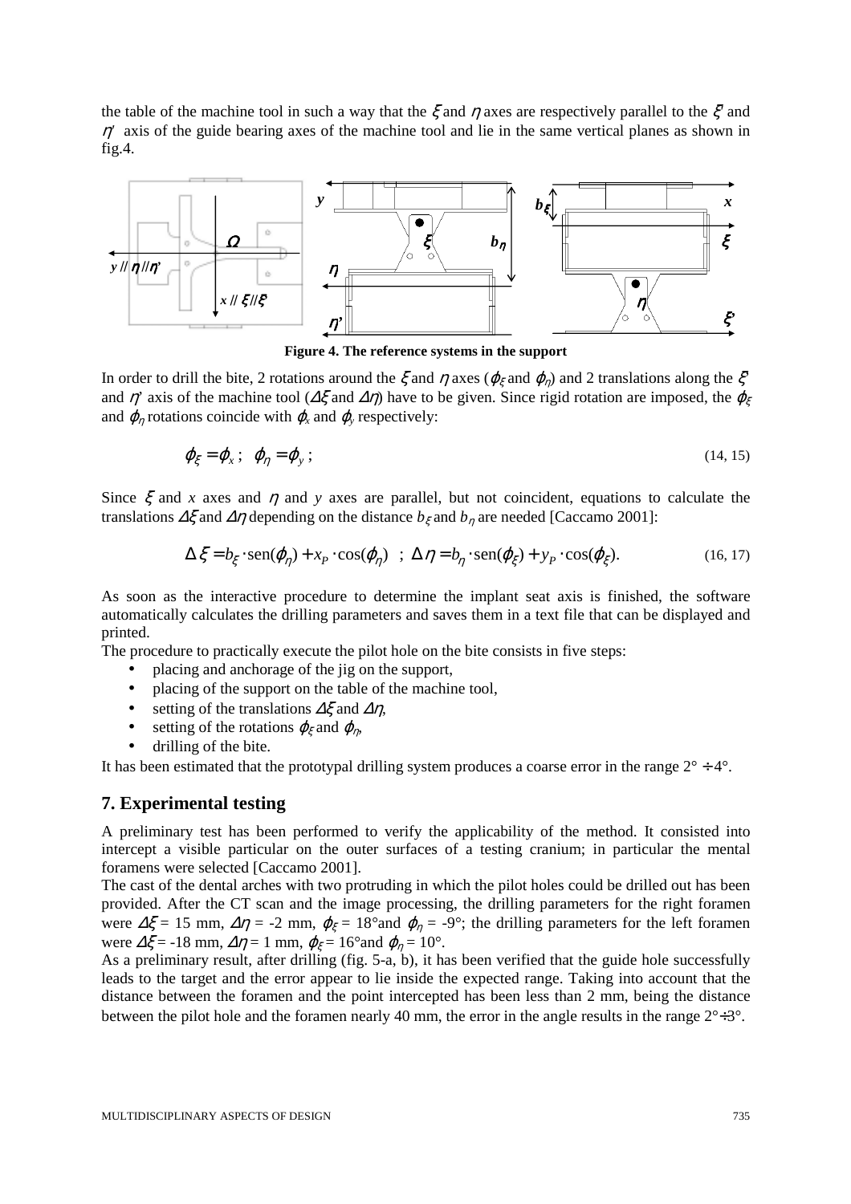the table of the machine tool in such a way that the $\xi$ and $\eta$ axes are respectively parallel to the $\xi'$ and $\eta'$ axis of the guide bearing axes of the machine tool and lie in the same vertical planes as shown in fig.4.

**Figure 4. The reference systems in the support**

In order to drill the bite, 2 rotations around the $\xi$ and $\eta$ axes ($\varphi_\xi$ and $\varphi_\eta$) and 2 translations along the $\xi'$ and $\eta'$ axis of the machine tool ($\Delta\xi$ and $\Delta\eta$) have to be given. Since rigid rotation are imposed, the $\varphi_\xi$ and $\varphi_\eta$ rotations coincide with $\varphi_x$ and $\varphi_y$ respectively:

$$\varphi_\xi = \varphi_x\,; \quad \varphi_\eta = \varphi_y\,; \tag{14, 15}$$

Since $\xi$ and $x$ axes and $\eta$ and $y$ axes are parallel, but not coincident, equations to calculate the translations $\Delta\xi$ and $\Delta\eta$ depending on the distance $b_\xi$ and $b_\eta$ are needed [Caccamo 2001]:

$$\Delta\xi = b_\xi \cdot \mathrm{sen}(\varphi_\eta) + x_P \cdot \cos(\varphi_\eta) \quad ; \; \Delta\eta = b_\eta \cdot \mathrm{sen}(\varphi_\xi) + y_P \cdot \cos(\varphi_\xi). \tag{16, 17}$$

As soon as the interactive procedure to determine the implant seat axis is finished, the software automatically calculates the drilling parameters and saves them in a text file that can be displayed and printed.

The procedure to practically execute the pilot hole on the bite consists in five steps:

- placing and anchorage of the jig on the support,
- placing of the support on the table of the machine tool,
- setting of the translations $\Delta\xi$ and $\Delta\eta$,
- setting of the rotations $\varphi_\xi$ and $\varphi_\eta$,
- drilling of the bite.

It has been estimated that the prototypal drilling system produces a coarse error in the range $2° \div 4°$.

## 7. Experimental testing

A preliminary test has been performed to verify the applicability of the method. It consisted into intercept a visible particular on the outer surfaces of a testing cranium; in particular the mental foramens were selected [Caccamo 2001].

The cast of the dental arches with two protruding in which the pilot holes could be drilled out has been provided. After the CT scan and the image processing, the drilling parameters for the right foramen were $\Delta\xi = 15$ mm, $\Delta\eta = -2$ mm, $\varphi_\xi = 18°$ and $\varphi_\eta = -9°$; the drilling parameters for the left foramen were $\Delta\xi = -18$ mm, $\Delta\eta = 1$ mm, $\varphi_\xi = 16°$ and $\varphi_\eta = 10°$.

As a preliminary result, after drilling (fig. 5-a, b), it has been verified that the guide hole successfully leads to the target and the error appear to lie inside the expected range. Taking into account that the distance between the foramen and the point intercepted has been less than 2 mm, being the distance between the pilot hole and the foramen nearly 40 mm, the error in the angle results in the range $2° \div 3°$.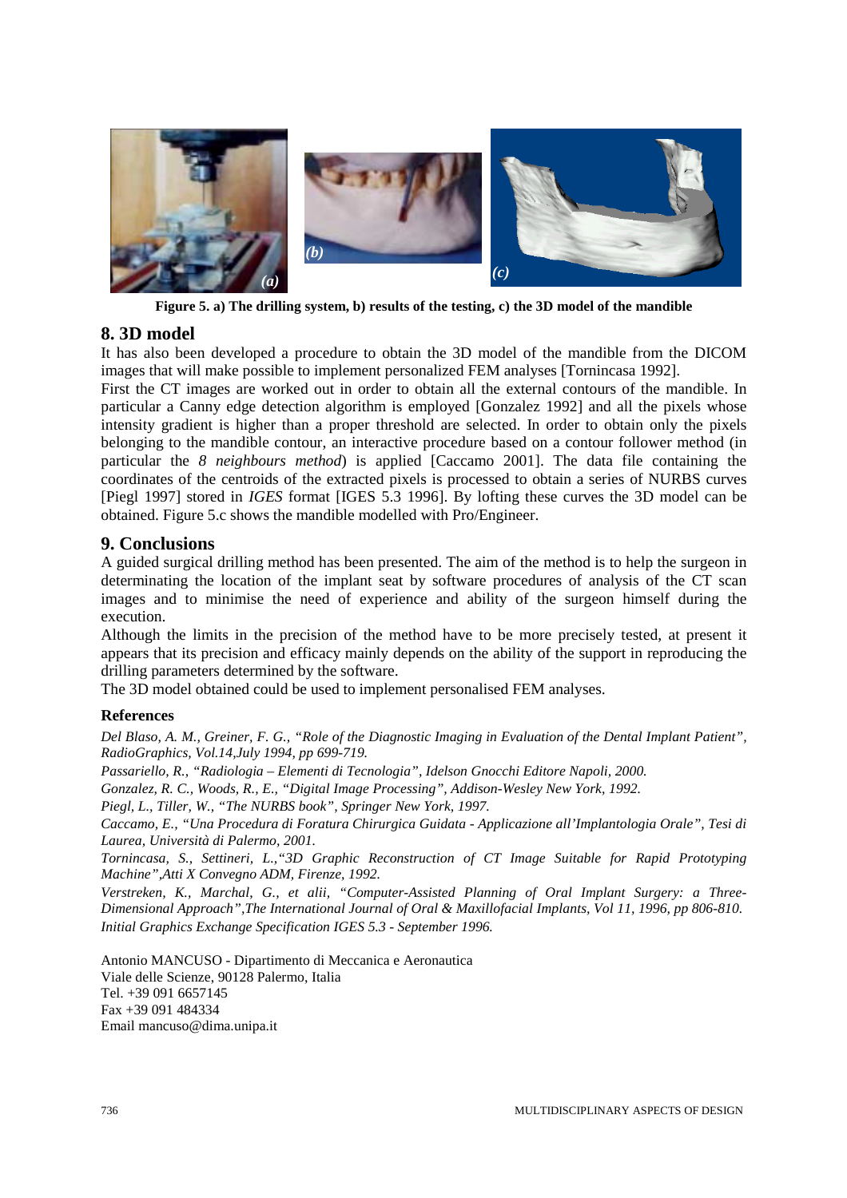Figure 5. a) The drilling system, b) results of the testing, c) the 3D model of the mandible

## 8. 3D model

It has also been developed a procedure to obtain the 3D model of the mandible from the DICOM images that will make possible to implement personalized FEM analyses [Tornincasa 1992].

First the CT images are worked out in order to obtain all the external contours of the mandible. In particular a Canny edge detection algorithm is employed [Gonzalez 1992] and all the pixels whose intensity gradient is higher than a proper threshold are selected. In order to obtain only the pixels belonging to the mandible contour, an interactive procedure based on a contour follower method (in particular the *8 neighbours method*) is applied [Caccamo 2001]. The data file containing the coordinates of the centroids of the extracted pixels is processed to obtain a series of NURBS curves [Piegl 1997] stored in *IGES* format [IGES 5.3 1996]. By lofting these curves the 3D model can be obtained. Figure 5.c shows the mandible modelled with Pro/Engineer.

## 9. Conclusions

A guided surgical drilling method has been presented. The aim of the method is to help the surgeon in determinating the location of the implant seat by software procedures of analysis of the CT scan images and to minimise the need of experience and ability of the surgeon himself during the execution.

Although the limits in the precision of the method have to be more precisely tested, at present it appears that its precision and efficacy mainly depends on the ability of the support in reproducing the drilling parameters determined by the software.

The 3D model obtained could be used to implement personalised FEM analyses.

### References

*Del Blaso, A. M., Greiner, F. G., "Role of the Diagnostic Imaging in Evaluation of the Dental Implant Patient", RadioGraphics, Vol.14,July 1994, pp 699-719.*

*Passariello, R., "Radiologia – Elementi di Tecnologia", Idelson Gnocchi Editore Napoli, 2000.*

*Gonzalez, R. C., Woods, R., E., "Digital Image Processing", Addison-Wesley New York, 1992.*

*Piegl, L., Tiller, W., "The NURBS book", Springer New York, 1997.*

*Caccamo, E., "Una Procedura di Foratura Chirurgica Guidata - Applicazione all'Implantologia Orale", Tesi di Laurea, Università di Palermo, 2001.*

*Tornincasa, S., Settineri, L.,"3D Graphic Reconstruction of CT Image Suitable for Rapid Prototyping Machine",Atti X Convegno ADM, Firenze, 1992.*

*Verstreken, K., Marchal, G., et alii, "Computer-Assisted Planning of Oral Implant Surgery: a Three-Dimensional Approach",The International Journal of Oral & Maxillofacial Implants, Vol 11, 1996, pp 806-810.*

*Initial Graphics Exchange Specification IGES 5.3 - September 1996.*

Antonio MANCUSO - Dipartimento di Meccanica e Aeronautica
Viale delle Scienze, 90128 Palermo, Italia
Tel. +39 091 6657145
Fax +39 091 484334
Email mancuso@dima.unipa.it